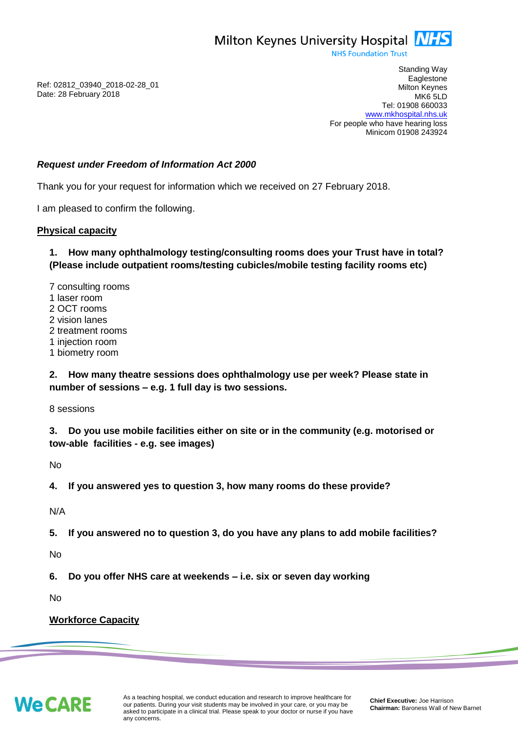Milton Keynes University Hospital **NHS**
NHS Foundation Trust

Ref: 02812_03940_2018-02-28_01
Date: 28 February 2018

Standing Way
Eaglestone
Milton Keynes
MK6 5LD
Tel: 01908 660033
www.mkhospital.nhs.uk
For people who have hearing loss
Minicom 01908 243924

***Request under Freedom of Information Act 2000***

Thank you for your request for information which we received on 27 February 2018.

I am pleased to confirm the following.

**Physical capacity**

**1. How many ophthalmology testing/consulting rooms does your Trust have in total? (Please include outpatient rooms/testing cubicles/mobile testing facility rooms etc)**

7 consulting rooms
1 laser room
2 OCT rooms
2 vision lanes
2 treatment rooms
1 injection room
1 biometry room

**2. How many theatre sessions does ophthalmology use per week? Please state in number of sessions – e.g. 1 full day is two sessions.**

8 sessions

**3. Do you use mobile facilities either on site or in the community (e.g. motorised or tow-able facilities - e.g. see images)**

No

**4. If you answered yes to question 3, how many rooms do these provide?**

N/A

**5. If you answered no to question 3, do you have any plans to add mobile facilities?**

No

**6. Do you offer NHS care at weekends – i.e. six or seven day working**

No

**Workforce Capacity**

As a teaching hospital, we conduct education and research to improve healthcare for our patients. During your visit students may be involved in your care, or you may be asked to participate in a clinical trial. Please speak to your doctor or nurse if you have any concerns.

**Chief Executive:** Joe Harrison
**Chairman:** Baroness Wall of New Barnet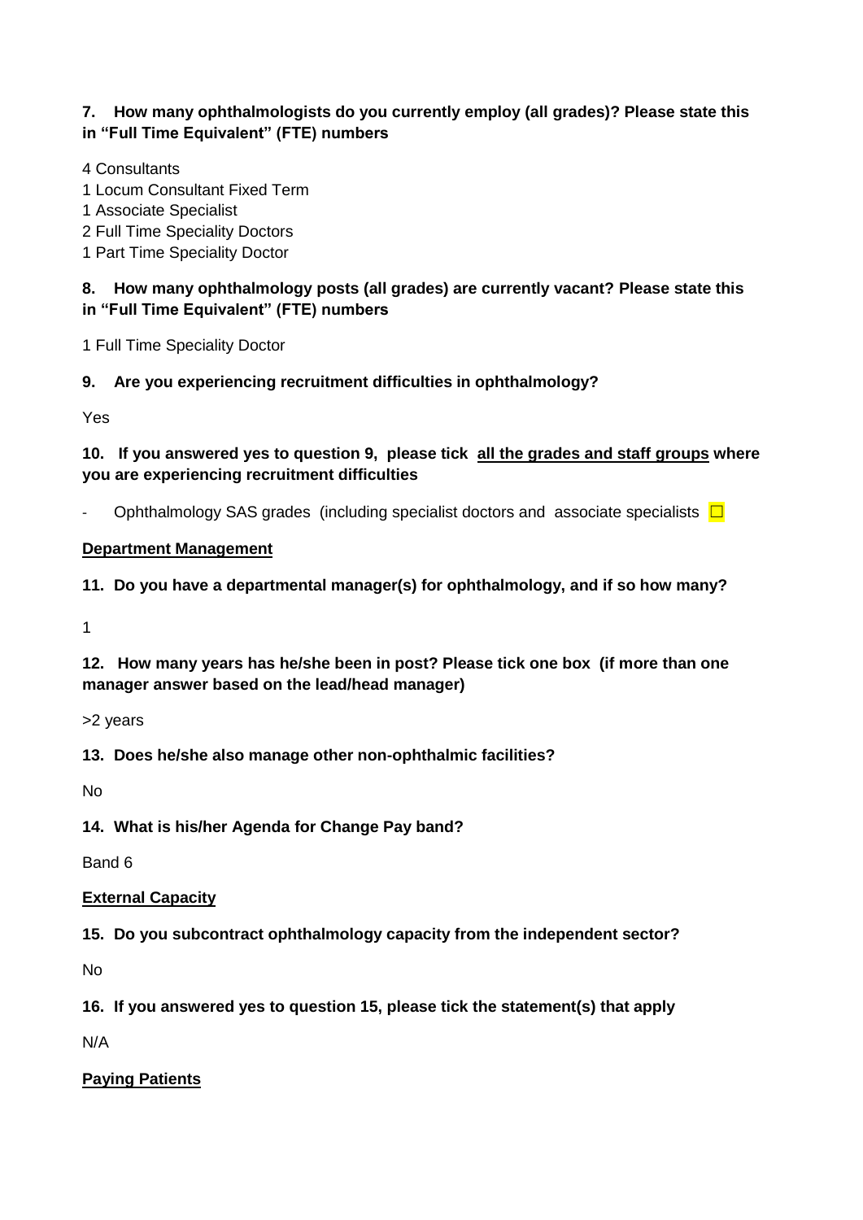**7. How many ophthalmologists do you currently employ (all grades)? Please state this in "Full Time Equivalent" (FTE) numbers**

4 Consultants
1 Locum Consultant Fixed Term
1 Associate Specialist
2 Full Time Speciality Doctors
1 Part Time Speciality Doctor

**8. How many ophthalmology posts (all grades) are currently vacant? Please state this in "Full Time Equivalent" (FTE) numbers**

1 Full Time Speciality Doctor

**9. Are you experiencing recruitment difficulties in ophthalmology?**

Yes

**10. If you answered yes to question 9, please tick <u>all the grades and staff groups</u> where you are experiencing recruitment difficulties**

- Ophthalmology SAS grades (including specialist doctors and associate specialists ☐

**<u>Department Management</u>**

**11. Do you have a departmental manager(s) for ophthalmology, and if so how many?**

1

**12. How many years has he/she been in post? Please tick one box (if more than one manager answer based on the lead/head manager)**

>2 years

**13. Does he/she also manage other non-ophthalmic facilities?**

No

**14. What is his/her Agenda for Change Pay band?**

Band 6

**<u>External Capacity</u>**

**15. Do you subcontract ophthalmology capacity from the independent sector?**

No

**16. If you answered yes to question 15, please tick the statement(s) that apply**

N/A

**<u>Paying Patients</u>**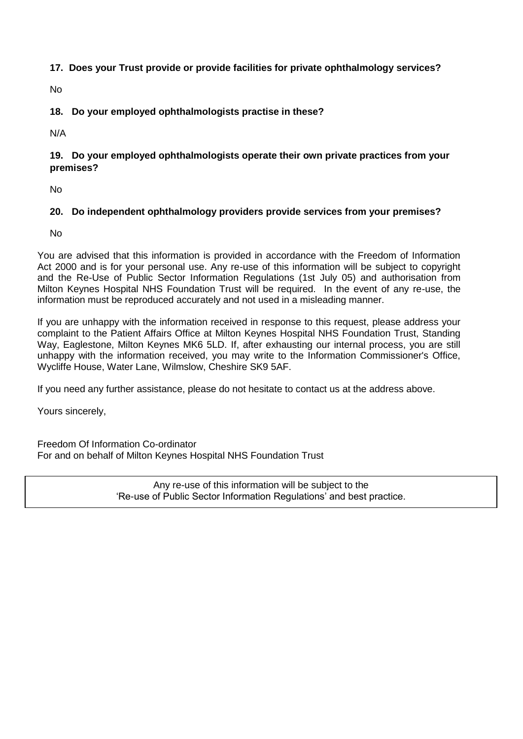**17. Does your Trust provide or provide facilities for private ophthalmology services?**

No

**18. Do your employed ophthalmologists practise in these?**

N/A

**19. Do your employed ophthalmologists operate their own private practices from your premises?**

No

**20. Do independent ophthalmology providers provide services from your premises?**

No

You are advised that this information is provided in accordance with the Freedom of Information Act 2000 and is for your personal use. Any re-use of this information will be subject to copyright and the Re-Use of Public Sector Information Regulations (1st July 05) and authorisation from Milton Keynes Hospital NHS Foundation Trust will be required. In the event of any re-use, the information must be reproduced accurately and not used in a misleading manner.

If you are unhappy with the information received in response to this request, please address your complaint to the Patient Affairs Office at Milton Keynes Hospital NHS Foundation Trust, Standing Way, Eaglestone, Milton Keynes MK6 5LD. If, after exhausting our internal process, you are still unhappy with the information received, you may write to the Information Commissioner's Office, Wycliffe House, Water Lane, Wilmslow, Cheshire SK9 5AF.

If you need any further assistance, please do not hesitate to contact us at the address above.

Yours sincerely,

Freedom Of Information Co-ordinator
For and on behalf of Milton Keynes Hospital NHS Foundation Trust

Any re-use of this information will be subject to the
'Re-use of Public Sector Information Regulations' and best practice.